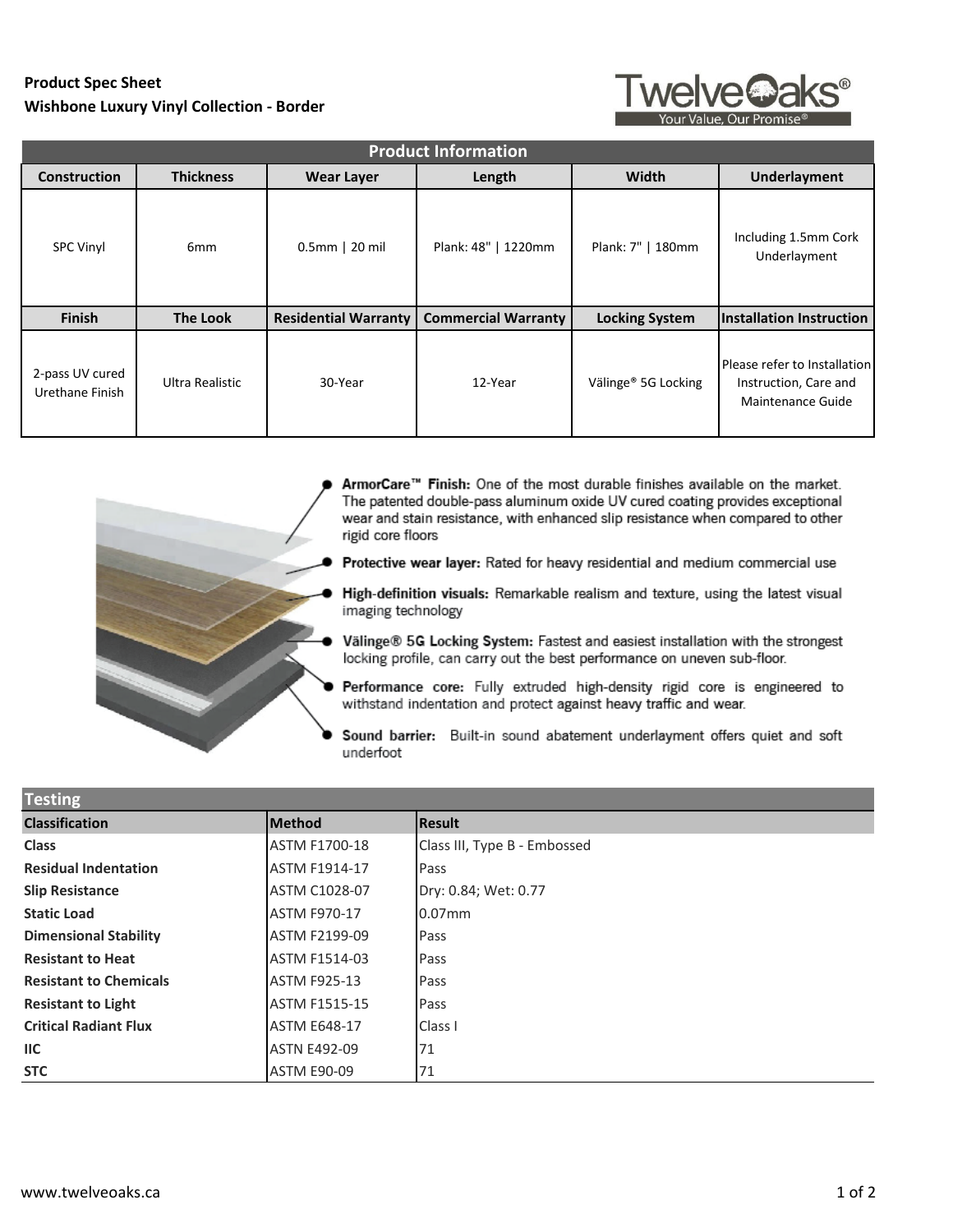**Product Spec Sheet**
**Wishbone Luxury Vinyl Collection - Border**

TwelveOaks®
Your Value, Our Promise®

| Product Information | | | | | |
|---|---|---|---|---|---|
| **Construction** | **Thickness** | **Wear Layer** | **Length** | **Width** | **Underlayment** |
| SPC Vinyl | 6mm | 0.5mm \| 20 mil | Plank: 48" \| 1220mm | Plank: 7" \| 180mm | Including 1.5mm Cork Underlayment |
| **Finish** | **The Look** | **Residential Warranty** | **Commercial Warranty** | **Locking System** | **Installation Instruction** |
| 2-pass UV cured Urethane Finish | Ultra Realistic | 30-Year | 12-Year | Välinge® 5G Locking | Please refer to Installation Instruction, Care and Maintenance Guide |

- **ArmorCare™ Finish:** One of the most durable finishes available on the market. The patented double-pass aluminum oxide UV cured coating provides exceptional wear and stain resistance, with enhanced slip resistance when compared to other rigid core floors
- **Protective wear layer:** Rated for heavy residential and medium commercial use
- **High-definition visuals:** Remarkable realism and texture, using the latest visual imaging technology
- **Välinge® 5G Locking System:** Fastest and easiest installation with the strongest locking profile, can carry out the best performance on uneven sub-floor.
- **Performance core:** Fully extruded high-density rigid core is engineered to withstand indentation and protect against heavy traffic and wear.
- **Sound barrier:** Built-in sound abatement underlayment offers quiet and soft underfoot

## Testing

| Classification | Method | Result |
|---|---|---|
| **Class** | ASTM F1700-18 | Class III, Type B - Embossed |
| **Residual Indentation** | ASTM F1914-17 | Pass |
| **Slip Resistance** | ASTM C1028-07 | Dry: 0.84; Wet: 0.77 |
| **Static Load** | ASTM F970-17 | 0.07mm |
| **Dimensional Stability** | ASTM F2199-09 | Pass |
| **Resistant to Heat** | ASTM F1514-03 | Pass |
| **Resistant to Chemicals** | ASTM F925-13 | Pass |
| **Resistant to Light** | ASTM F1515-15 | Pass |
| **Critical Radiant Flux** | ASTM E648-17 | Class I |
| **IIC** | ASTN E492-09 | 71 |
| **STC** | ASTM E90-09 | 71 |

www.twelveoaks.ca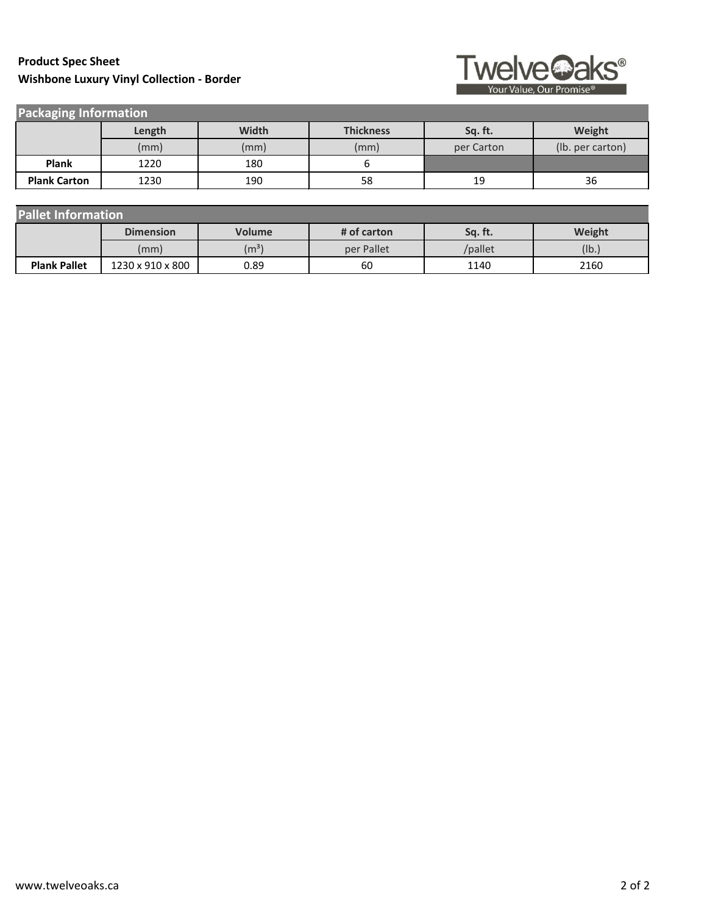**Product Spec Sheet**
**Wishbone Luxury Vinyl Collection - Border**

TwelveOaks®
Your Value, Our Promise®

## Packaging Information

| | Length | Width | Thickness | Sq. ft. | Weight |
|---|---|---|---|---|---|
| | (mm) | (mm) | (mm) | per Carton | (lb. per carton) |
| **Plank** | 1220 | 180 | 6 | | |
| **Plank Carton** | 1230 | 190 | 58 | 19 | 36 |

## Pallet Information

| | Dimension | Volume | # of carton | Sq. ft. | Weight |
|---|---|---|---|---|---|
| | (mm) | ($m^3$) | per Pallet | /pallet | (lb.) |
| **Plank Pallet** | 1230 x 910 x 800 | 0.89 | 60 | 1140 | 2160 |

www.twelveoaks.ca